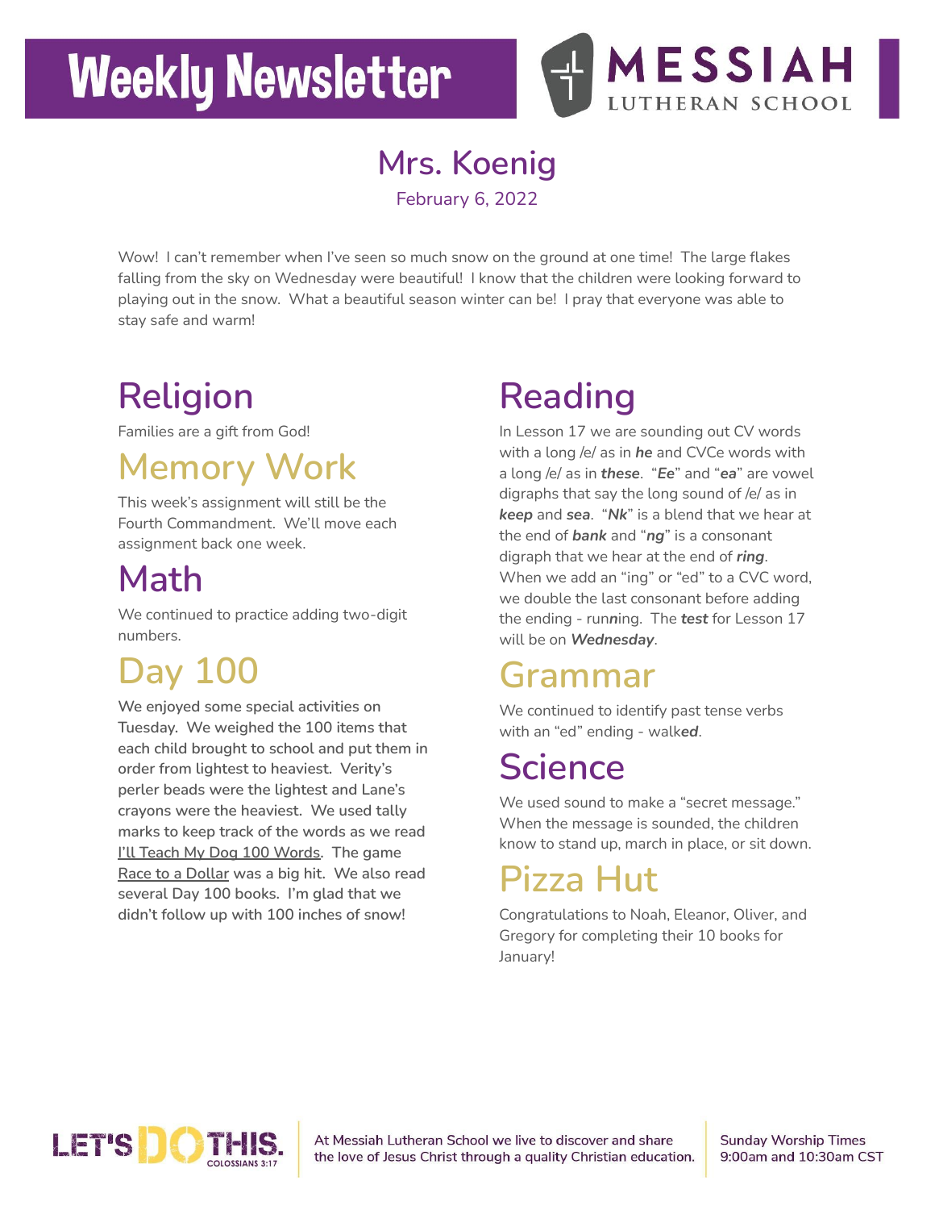# Weekly Newsletter

MESSIAH LUTHERAN SCHOOL

## Mrs. Koenig

February 6, 2022

Wow! I can't remember when I've seen so much snow on the ground at one time! The large flakes falling from the sky on Wednesday were beautiful! I know that the children were looking forward to playing out in the snow. What a beautiful season winter can be! I pray that everyone was able to stay safe and warm!

## Religion

Families are a gift from God!

## Memory Work

This week's assignment will still be the Fourth Commandment. We'll move each assignment back one week.

## Math

We continued to practice adding two-digit numbers.

## Day 100

**We enjoyed some special activities on Tuesday. We weighed the 100 items that each child brought to school and put them in order from lightest to heaviest. Verity's perler beads were the lightest and Lane's crayons were the heaviest. We used tally marks to keep track of the words as we read I'll Teach My Dog 100 Words. The game Race to a Dollar was a big hit. We also read several Day 100 books. I'm glad that we didn't follow up with 100 inches of snow!**

## Reading

In Lesson 17 we are sounding out CV words with a long /e/ as in ***he*** and CVCe words with a long /e/ as in ***these***. "***Ee***" and "***ea***" are vowel digraphs that say the long sound of /e/ as in ***keep*** and ***sea***. "***Nk***" is a blend that we hear at the end of ***bank*** and "***ng***" is a consonant digraph that we hear at the end of ***ring***. When we add an "ing" or "ed" to a CVC word, we double the last consonant before adding the ending - run***n***ing. The ***test*** for Lesson 17 will be on ***Wednesday***.

## Grammar

We continued to identify past tense verbs with an "ed" ending - walk***ed***.

## Science

We used sound to make a "secret message." When the message is sounded, the children know to stand up, march in place, or sit down.

## Pizza Hut

Congratulations to Noah, Eleanor, Oliver, and Gregory for completing their 10 books for January!

LET'S DO THIS. COLOSSIANS 3:17

At Messiah Lutheran School we live to discover and share the love of Jesus Christ through a quality Christian education.

Sunday Worship Times 9:00am and 10:30am CST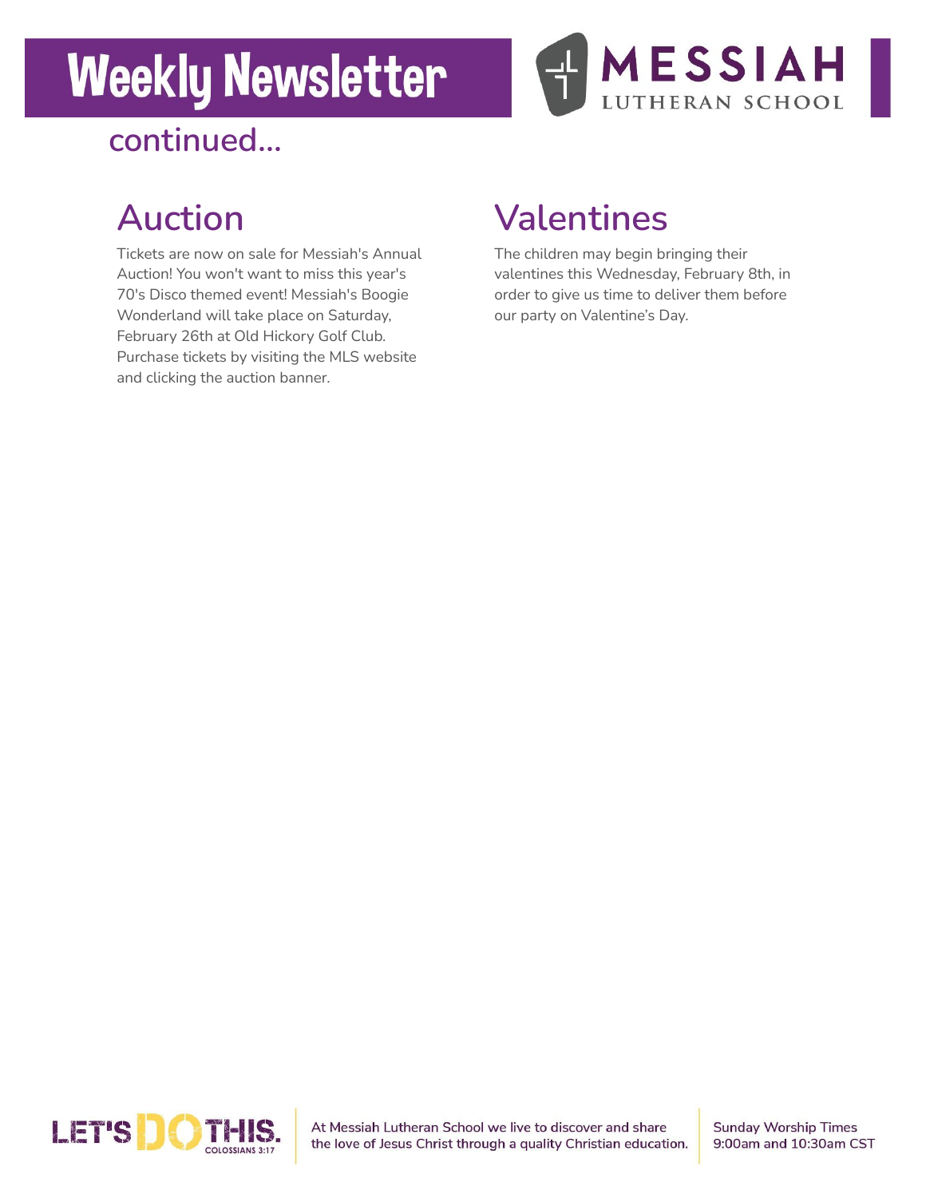# Weekly Newsletter

## continued...

## Auction

Tickets are now on sale for Messiah's Annual Auction! You won't want to miss this year's 70's Disco themed event! Messiah's Boogie Wonderland will take place on Saturday, February 26th at Old Hickory Golf Club. Purchase tickets by visiting the MLS website and clicking the auction banner.

## Valentines

The children may begin bringing their valentines this Wednesday, February 8th, in order to give us time to deliver them before our party on Valentine's Day.